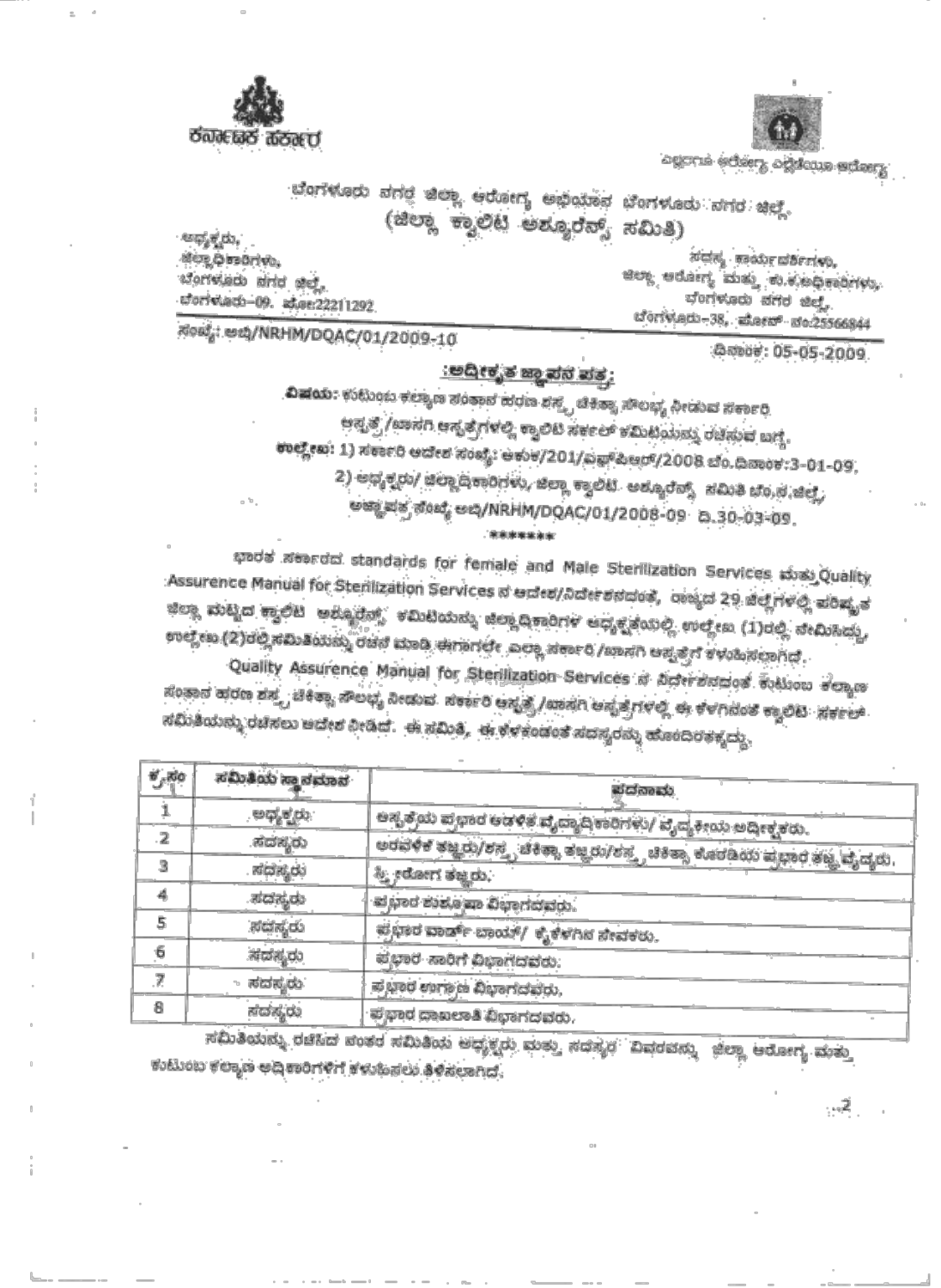ಕರ್ನಾಟಕ ಸರ್ಕಾರ

ಎಲ್ಲರಿಗಾಗಿ ಆರೋಗ್ಯ ಎಲ್ಲೆಡೆಯೂ ಆರೋಗ್ಯ

ಬೆಂಗಳೂರು ನಗರ ಜಿಲ್ಲಾ ಆರೋಗ್ಯ ಅಭಿಯಾನ ಬೆಂಗಳೂರು ನಗರ ಜಿಲ್ಲೆ

## (ಜಿಲ್ಲಾ ಕ್ವಾಲಿಟಿ ಅಶ್ಯೂರೆನ್ಸ್ ಸಮಿತಿ)

ಅಧ್ಯಕ್ಷರು,
ಜಿಲ್ಲಾಧಿಕಾರಿಗಳು,
ಬೆಂಗಳೂರು ನಗರ ಜಿಲ್ಲೆ,
ಬೆಂಗಳೂರು-09. ಫೋ:22211292.

ಸದಸ್ಯ ಕಾರ್ಯದರ್ಶಿಗಳು,
ಜಿಲ್ಲಾ ಆರೋಗ್ಯ ಮತ್ತು ಕು.ಕ.ಅಧಿಕಾರಿಗಳು,
ಬೆಂಗಳೂರು ನಗರ ಜಿಲ್ಲೆ,
ಬೆಂಗಳೂರು-38, ಫೋನ್ ನಂ:25566844

ಸಂಖ್ಯೆ: ಅಭಿ/NRHM/DQAC/01/2009-10

ದಿನಾಂಕ: 05-05-2009

### :ಅಧಿಕೃತ ಜ್ಞಾಪನ ಪತ್ರ:

**ವಿಷಯ:** ಕುಟುಂಬ ಕಲ್ಯಾಣ ಸಂತಾನ ಹರಣ ಶಸ್ತ್ರ ಚಿಕಿತ್ಸಾ ಸೌಲಭ್ಯ ನೀಡುವ ಸರ್ಕಾರಿ ಆಸ್ಪತ್ರೆ/ಖಾಸಗಿ ಆಸ್ಪತ್ರೆಗಳಲ್ಲಿ ಕ್ವಾಲಿಟಿ ಸರ್ಕಲ್ ಕಮಿಟಿಯನ್ನು ರಚಿಸುವ ಬಗ್ಗೆ.

**ಉಲ್ಲೇಖ:** 1) ಸರ್ಕಾರಿ ಆದೇಶ ಸಂಖ್ಯೆ: ಆಕುಕ/201/ಎಫ್‌ಪಿಆರ್/2008 ಬೆಂ.ದಿನಾಂಕ:3-01-09.
2) ಅಧ್ಯಕ್ಷರು/ ಜಿಲ್ಲಾಧಿಕಾರಿಗಳು, ಜಿಲ್ಲಾ ಕ್ವಾಲಿಟಿ ಅಶ್ಯೂರೆನ್ಸ್ ಸಮಿತಿ ಬೆಂ.ನ.ಜಿಲ್ಲೆ, ಅಜ್ಞಾಪತ್ರ ಸಂಖ್ಯೆ ಅಭಿ/NRHM/DQAC/01/2008-09 ದಿ.30-03-09.

\*\*\*\*\*\*\*

ಭಾರತ ಸರ್ಕಾರದ standards for female and Male Sterilization Services ಮತ್ತು Quality Assurance Manual for Sterilization Services ನ ಆದೇಶ/ನಿರ್ದೇಶನದಂತೆ, ರಾಜ್ಯದ 29 ಜಿಲ್ಲೆಗಳಲ್ಲಿ ಪರಿಷ್ಕೃತ ಜಿಲ್ಲಾ ಮಟ್ಟದ ಕ್ವಾಲಿಟಿ ಅಶ್ಯೂರೆನ್ಸ್ ಕಮಿಟಿಯನ್ನು ಜಿಲ್ಲಾಧಿಕಾರಿಗಳ ಅಧ್ಯಕ್ಷತೆಯಲ್ಲಿ ಉಲ್ಲೇಖ (1)ರಲ್ಲಿ ನೇಮಿಸಿದ್ದು, ಉಲ್ಲೇಖ (2)ರಲ್ಲಿ ಸಮಿತಿಯನ್ನು ರಚನೆ ಮಾಡಿ ಈಗಾಗಲೇ ಎಲ್ಲಾ ಸರ್ಕಾರಿ/ಖಾಸಗಿ ಆಸ್ಪತ್ರೆಗೆ ಕಳುಹಿಸಲಾಗಿದೆ.

Quality Assurence Manual for Sterilization Services ನ ನಿರ್ದೇಶನದಂತೆ ಕುಟುಂಬ ಕಲ್ಯಾಣ ಸಂತಾನ ಹರಣ ಶಸ್ತ್ರ ಚಿಕಿತ್ಸಾ ಸೌಲಭ್ಯ ನೀಡುವ ಸರ್ಕಾರಿ ಆಸ್ಪತ್ರೆ/ಖಾಸಗಿ ಆಸ್ಪತ್ರೆಗಳಲ್ಲಿ ಈ ಕೆಳಗಿನಂತೆ ಕ್ವಾಲಿಟಿ ಸರ್ಕಲ್ ಸಮಿತಿಯನ್ನು ರಚಿಸಲು ಆದೇಶ ನೀಡಿದೆ. ಈ ಸಮಿತಿ, ಈ ಕೆಳಕಂಡಂತೆ ಸದಸ್ಯರನ್ನು ಹೊಂದಿರತಕ್ಕದ್ದು.

| ಕ್ರ.ಸಂ | ಸಮಿತಿಯ ಸ್ಥಾನಮಾನ | ಪದನಾಮ |
|---|---|---|
| 1 | ಅಧ್ಯಕ್ಷರು | ಆಸ್ಪತ್ರೆಯ ಪ್ರಭಾರ ಆಡಳಿತ ವೈದ್ಯಾಧಿಕಾರಿಗಳು/ ವೈದ್ಯಕೀಯ ಅಧೀಕ್ಷಕರು. |
| 2 | ಸದಸ್ಯರು | ಅರವಳಿಕೆ ತಜ್ಞರು/ಶಸ್ತ್ರ ಚಿಕಿತ್ಸಾ ತಜ್ಞರು/ಶಸ್ತ್ರ ಚಿಕಿತ್ಸಾ ಕೊಠಡಿಯ ಪ್ರಭಾರ ತಜ್ಞ ವೈದ್ಯರು. |
| 3 | ಸದಸ್ಯರು | ಸ್ತ್ರೀರೋಗ ತಜ್ಞರು. |
| 4 | ಸದಸ್ಯರು | ಪ್ರಭಾರ ಶುಶ್ರೂಷಾ ವಿಭಾಗದವರು. |
| 5 | ಸದಸ್ಯರು | ಪ್ರಭಾರ ವಾರ್ಡ್ ಬಾಯ್/ ಕೈಕೆಳಗಿನ ಸೇವಕರು. |
| 6 | ಸದಸ್ಯರು | ಪ್ರಭಾರ ಸಾರಿಗೆ ವಿಭಾಗದವರು. |
| 7 | ಸದಸ್ಯರು | ಪ್ರಭಾರ ಉಗ್ರಾಣ ವಿಭಾಗದವರು. |
| 8 | ಸದಸ್ಯರು | ಪ್ರಭಾರ ದಾಖಲಾತಿ ವಿಭಾಗದವರು. |

ಸಮಿತಿಯನ್ನು ರಚಿಸಿದ ನಂತರ ಸಮಿತಿಯ ಅಧ್ಯಕ್ಷರು ಮತ್ತು ಸದಸ್ಯರ ವಿವರವನ್ನು ಜಿಲ್ಲಾ ಆರೋಗ್ಯ ಮತ್ತು ಕುಟುಂಬ ಕಲ್ಯಾಣ ಅಧಿಕಾರಿಗಳಿಗೆ ಕಳುಹಿಸಲು ತಿಳಿಸಲಾಗಿದೆ.

..2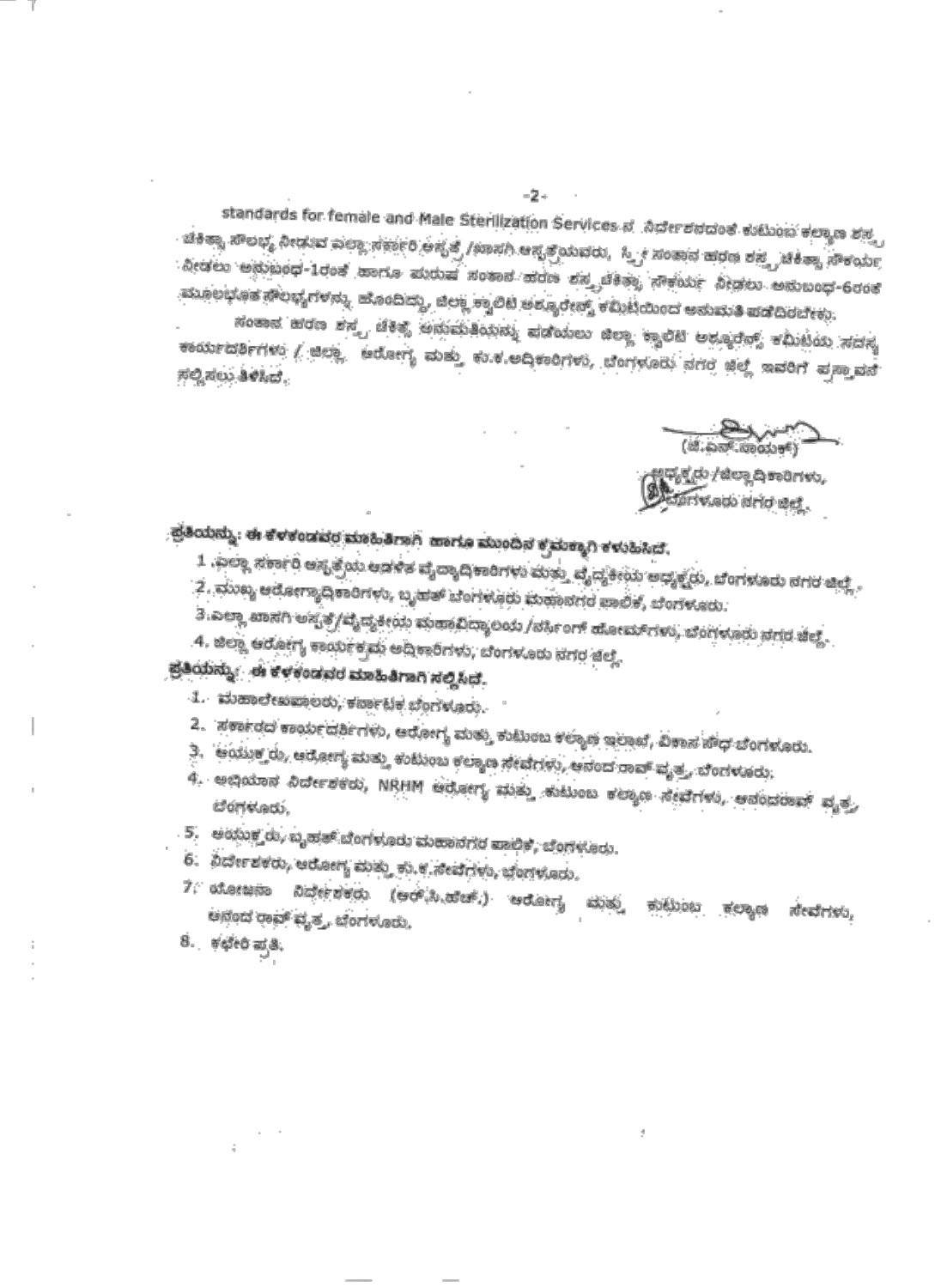standards for female and Male Sterilization Services ನ ನಿರ್ದೇಶನದಂತೆ ಕುಟುಂಬ ಕಲ್ಯಾಣ ಶಸ್ತ್ರ ಚಿಕಿತ್ಸಾ ಸೌಲಭ್ಯ ನೀಡುವ ಎಲ್ಲಾ ಸರ್ಕಾರಿ ಆಸ್ಪತ್ರೆ /ಖಾಸಗಿ ಆಸ್ಪತ್ರೆಯವರು, ಸ್ತ್ರೀ ಸಂತಾನ ಹರಣ ಶಸ್ತ್ರ ಚಿಕಿತ್ಸಾ ಸೌಕರ್ಯ ನೀಡಲು ಅನುಬಂಧ-1ರಂತೆ ಹಾಗೂ ಪುರುಷ ಸಂತಾನ ಹರಣ ಶಸ್ತ್ರ ಚಿಕಿತ್ಸಾ ಸೌಕರ್ಯ ನೀಡಲು ಅನುಬಂಧ-6ರಂತೆ ಮೂಲಭೂತ ಸೌಲಭ್ಯಗಳನ್ನು ಹೊಂದಿದ್ದು, ಜಿಲ್ಲಾ ಕ್ವಾಲಿಟಿ ಅಶ್ಯೂರೆನ್ಸ್ ಕಮಿಟಿಯಿಂದ ಅನುಮತಿ ಪಡೆದಿರಬೇಕು.

ಸಂತಾನ ಹರಣ ಶಸ್ತ್ರ ಚಿಕಿತ್ಸೆ ಅನುಮತಿಯನ್ನು ಪಡೆಯಲು ಜಿಲ್ಲಾ ಕ್ವಾಲಿಟಿ ಅಶ್ಯೂರೆನ್ಸ್ ಕಮಿಟಿಯ ಸದಸ್ಯ ಕಾರ್ಯದರ್ಶಿಗಳು / ಜಿಲ್ಲಾ ಆರೋಗ್ಯ ಮತ್ತು ಕು.ಕ.ಅಧಿಕಾರಿಗಳು, ಬೆಂಗಳೂರು ನಗರ ಜಿಲ್ಲೆ ಇವರಿಗೆ ಪ್ರಸ್ತಾವನೆ ಸಲ್ಲಿಸಲು ತಿಳಿಸಿದೆ.

(ವಿ.ಎಸ್.ನಾಯಕ್)
ಅಧ್ಯಕ್ಷರು /ಜಿಲ್ಲಾಧಿಕಾರಿಗಳು,
ಬೆಂಗಳೂರು ನಗರ ಜಿಲ್ಲೆ.

**ಪ್ರತಿಯನ್ನು: ಈ ಕೆಳಕಂಡವರ ಮಾಹಿತಿಗಾಗಿ ಹಾಗೂ ಮುಂದಿನ ಕ್ರಮಕ್ಕಾಗಿ ಕಳುಹಿಸಿದೆ.**

1. ಎಲ್ಲಾ ಸರ್ಕಾರಿ ಆಸ್ಪತ್ರೆಯ ಆಡಳಿತ ವೈದ್ಯಾಧಿಕಾರಿಗಳು ಮತ್ತು ವೈದ್ಯಕೀಯ ಅಧ್ಯಕ್ಷರು, ಬೆಂಗಳೂರು ನಗರ ಜಿಲ್ಲೆ.
2. ಮುಖ್ಯ ಆರೋಗ್ಯಾಧಿಕಾರಿಗಳು, ಬೃಹತ್ ಬೆಂಗಳೂರು ಮಹಾನಗರ ಪಾಲಿಕೆ, ಬೆಂಗಳೂರು.
3. ಎಲ್ಲಾ ಖಾಸಗಿ ಆಸ್ಪತ್ರೆ/ವೈದ್ಯಕೀಯ ಮಹಾವಿದ್ಯಾಲಯ /ನರ್ಸಿಂಗ್ ಹೋಮ್‌ಗಳು, ಬೆಂಗಳೂರು ನಗರ ಜಿಲ್ಲೆ.
4. ಜಿಲ್ಲಾ ಆರೋಗ್ಯ ಕಾರ್ಯಕ್ರಮ ಅಧಿಕಾರಿಗಳು, ಬೆಂಗಳೂರು ನಗರ ಜಿಲ್ಲೆ.

**ಪ್ರತಿಯನ್ನು: ಈ ಕೆಳಕಂಡವರ ಮಾಹಿತಿಗಾಗಿ ಸಲ್ಲಿಸಿದೆ.**

1. ಮಹಾಲೇಖಪಾಲರು, ಕರ್ನಾಟಕ ಬೆಂಗಳೂರು.
2. ಸರ್ಕಾರದ ಕಾರ್ಯದರ್ಶಿಗಳು, ಆರೋಗ್ಯ ಮತ್ತು ಕುಟುಂಬ ಕಲ್ಯಾಣ ಇಲಾಖೆ, ವಿಕಾಸ ಸೌಧ ಬೆಂಗಳೂರು.
3. ಆಯುಕ್ತರು, ಆರೋಗ್ಯ ಮತ್ತು ಕುಟುಂಬ ಕಲ್ಯಾಣ ಸೇವೆಗಳು, ಆನಂದ ರಾವ್ ವೃತ್ತ, ಬೆಂಗಳೂರು.
4. ಅಭಿಯಾನ ನಿರ್ದೇಶಕರು, NRHM ಆರೋಗ್ಯ ಮತ್ತು ಕುಟುಂಬ ಕಲ್ಯಾಣ ಸೇವೆಗಳು, ಆನಂದರಾವ್ ವೃತ್ತ, ಬೆಂಗಳೂರು.
5. ಆಯುಕ್ತರು, ಬೃಹತ್ ಬೆಂಗಳೂರು ಮಹಾನಗರ ಪಾಲಿಕೆ, ಬೆಂಗಳೂರು.
6. ನಿರ್ದೇಶಕರು, ಆರೋಗ್ಯ ಮತ್ತು ಕು.ಕ.ಸೇವೆಗಳು, ಬೆಂಗಳೂರು.
7. ಯೋಜನಾ ನಿರ್ದೇಶಕರು (ಆರ್.ಸಿ.ಹೆಚ್.) ಆರೋಗ್ಯ ಮತ್ತು ಕುಟುಂಬ ಕಲ್ಯಾಣ ಸೇವೆಗಳು, ಆನಂದ ರಾವ್ ವೃತ್ತ, ಬೆಂಗಳೂರು.
8. ಕಛೇರಿ ಪ್ರತಿ.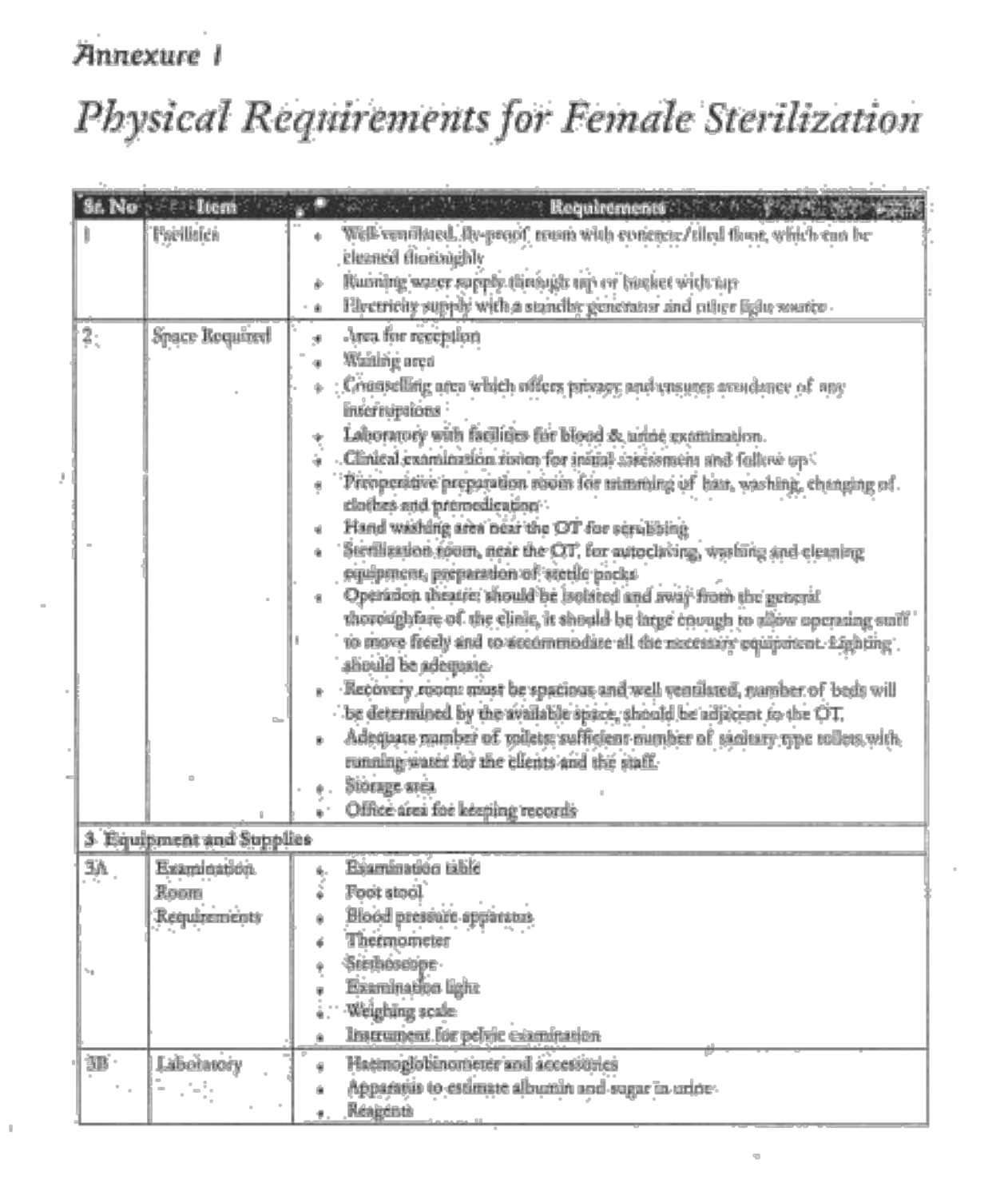*Annexure 1*

# *Physical Requirements for Female Sterilization*

| Sr. No | Item | Requirements |
|---|---|---|
| 1 | Facilities | • Well-ventilated, fly-proof room with concrete/tiled floor, which can be cleaned thoroughly<br>• Running water supply through tap or bucket with tap<br>• Electricity supply with a standby generator and other light source |
| 2 | Space Required | • Area for reception<br>• Waiting area<br>• Counselling area which offers privacy and ensures avoidance of any interruptions<br>• Laboratory with facilities for blood & urine examination.<br>• Clinical examination room for initial assessment and follow up<br>• Preoperative preparation room for trimming of hair, washing, changing of clothes and premedication<br>• Hand washing area near the OT for scrubbing<br>• Sterilization room, near the OT, for autoclaving, washing and cleaning equipment, preparation of sterile packs<br>• Operation theatre: should be isolated and away from the general thoroughfare of the clinic, it should be large enough to allow operating staff to move freely and to accommodate all the necessary equipment. Lighting should be adequate.<br>• Recovery room: must be spacious and well ventilated, number of beds will be determined by the available space, should be adjacent to the OT.<br>• Adequate number of toilets: sufficient number of sanitary type toilets with running water for the clients and the staff.<br>• Storage area<br>• Office area for keeping records |
| 3 Equipment and Supplies | | |
| 3A | Examination Room Requirements | • Examination table<br>• Foot stool<br>• Blood pressure apparatus<br>• Thermometer<br>• Stethoscope<br>• Examination light<br>• Weighing scale<br>• Instrument for pelvic examination |
| 3B | Laboratory | • Haemoglobinometer and accessories<br>• Apparatus to estimate albumin and sugar in urine<br>• Reagents |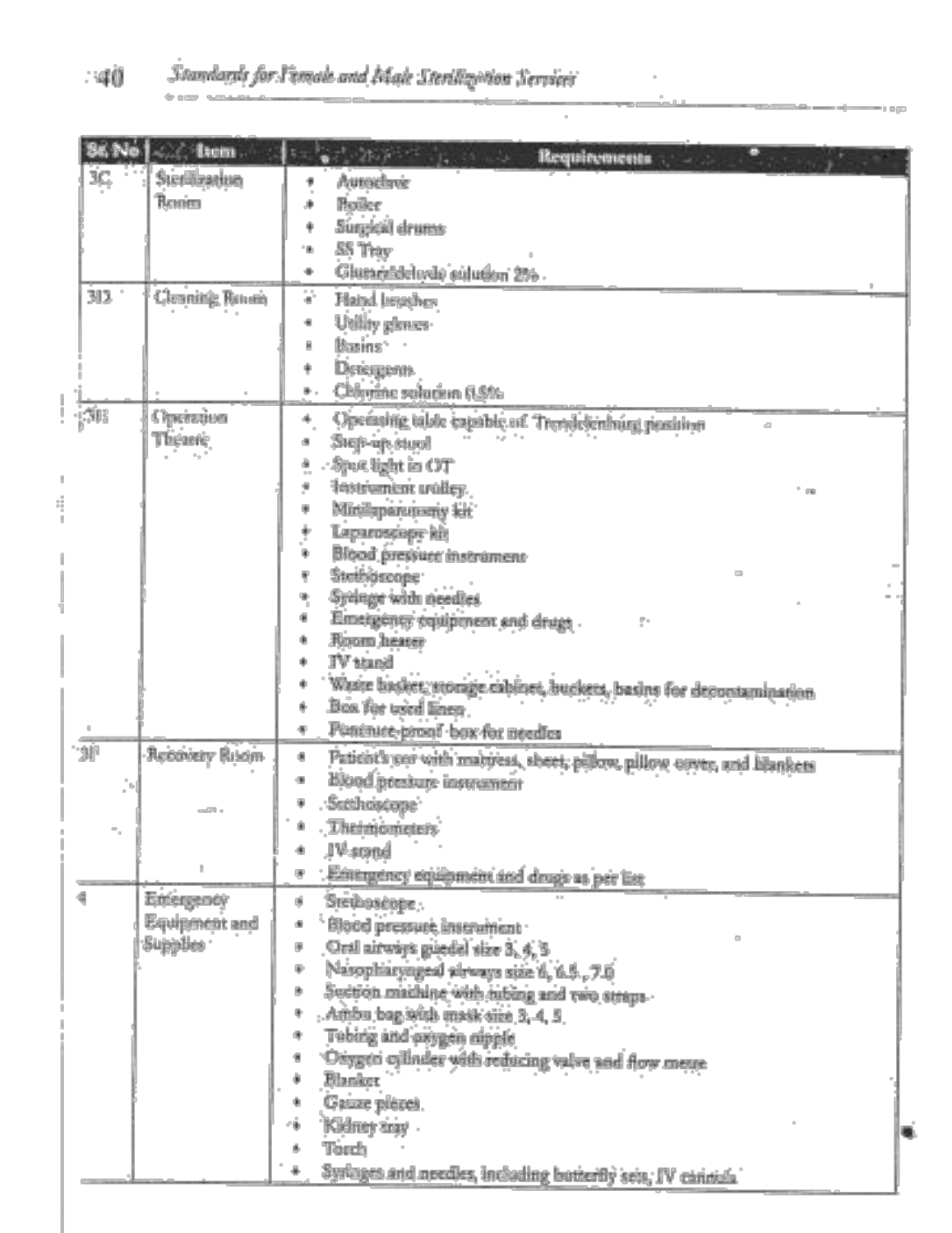| Sl. No | Item | Requirements |
|---|---|---|
| 3C | Sterilization Room | • Autoclave<br>• Boiler<br>• Surgical drums<br>• SS Tray<br>• Glutaraldehyde solution 2% |
| 3D | Cleaning Room | • Hand brushes<br>• Utility gloves<br>• Basins<br>• Detergents<br>• Chlorine solution 0.5% |
| 3E | Operation Theatre | • Operating table capable of Trendelenburg position<br>• Step-up stool<br>• Spot light in OT<br>• Instrument trolley<br>• Minilaparotomy kit<br>• Laparoscope kit<br>• Blood pressure instrument<br>• Stethoscope<br>• Syringe with needles<br>• Emergency equipment and drugs<br>• Room heater<br>• IV stand<br>• Waste basket, storage cabinet, buckets, basins for decontamination<br>• Box for used linen<br>• Puncture-proof box for needles |
| 3F | Recovery Room | • Patient's cot with mattress, sheet, pillow, pillow cover, and blankets<br>• Blood pressure instrument<br>• Stethoscope<br>• Thermometers<br>• IV stand<br>• Emergency equipment and drugs as per list |
| 4 | Emergency Equipment and Supplies | • Stethoscope<br>• Blood pressure instrument<br>• Oral airways guedel size 3, 4, 5<br>• Nasopharyngeal airways size 6, 6.5, 7.0<br>• Suction machine with tubing and two straps<br>• Ambu bag with mask size 3, 4, 5<br>• Tubing and oxygen nipple<br>• Oxygen cylinder with reducing valve and flow meter<br>• Blanket<br>• Gauze pieces<br>• Kidney tray<br>• Torch<br>• Syringes and needles, including butterfly sets, IV cannula |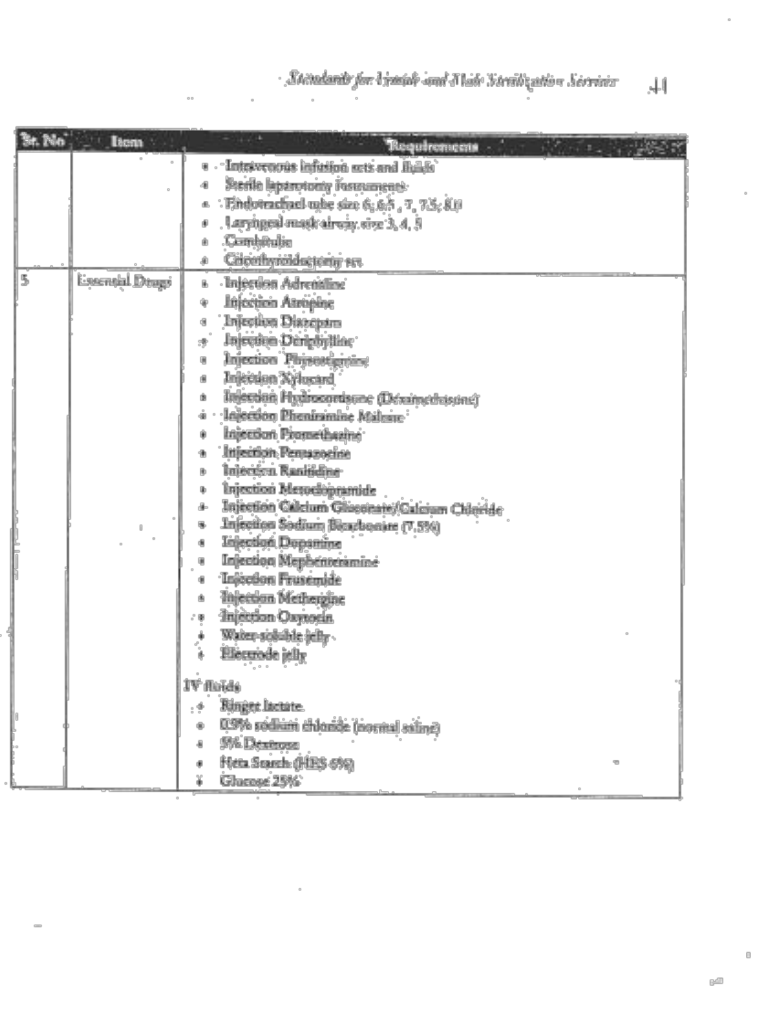| Sr. No | Item | Requirements |
|---|---|---|
| | | • Intravenous infusion sets and fluids<br>• Sterile laparotomy instruments<br>• Endotracheal tube size 6, 6.5, 7, 7.5, 8.0<br>• Laryngeal mask airway size 3, 4, 5<br>• Combitube<br>• Cricothyroidectomy set |
| 5 | Essential Drugs | • Injection Adrenaline<br>• Injection Atropine<br>• Injection Diazepam<br>• Injection Deriphylline<br>• Injection Physostigmine<br>• Injection Xylocard<br>• Injection Hydrocortisone (Dexamethasone)<br>• Injection Pheniramine Maleate<br>• Injection Promethazine<br>• Injection Pentazocine<br>• Injection Ranitidine<br>• Injection Metoclopramide<br>• Injection Calcium Gluconate/Calcium Chloride<br>• Injection Sodium Bicarbonate (7.5%)<br>• Injection Dopamine<br>• Injection Mephentermine<br>• Injection Frusemide<br>• Injection Methergine<br>• Injection Oxytocin<br>• Water-soluble jelly<br>• Electrode jelly<br><br>IV fluids<br>• Ringer lactate<br>• 0.9% sodium chloride (normal saline)<br>• 5% Dextrose<br>• Heta Starch (HES 6%)<br>• Glucose 25% |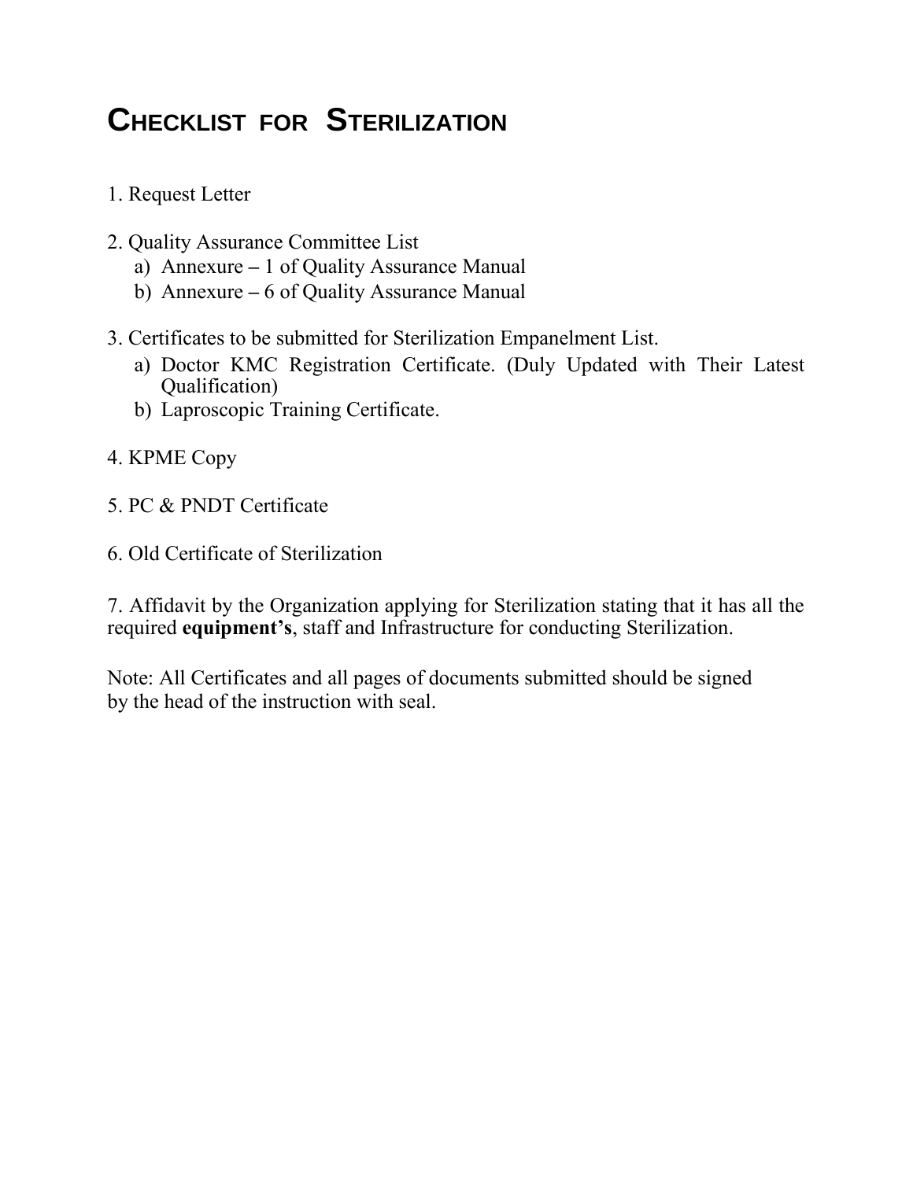# Checklist for Sterilization

1. Request Letter

2. Quality Assurance Committee List
    a) Annexure – 1 of Quality Assurance Manual
    b) Annexure – 6 of Quality Assurance Manual

3. Certificates to be submitted for Sterilization Empanelment List.
    a) Doctor KMC Registration Certificate. (Duly Updated with Their Latest Qualification)
    b) Laproscopic Training Certificate.

4. KPME Copy

5. PC & PNDT Certificate

6. Old Certificate of Sterilization

7. Affidavit by the Organization applying for Sterilization stating that it has all the required **equipment's**, staff and Infrastructure for conducting Sterilization.

Note: All Certificates and all pages of documents submitted should be signed by the head of the instruction with seal.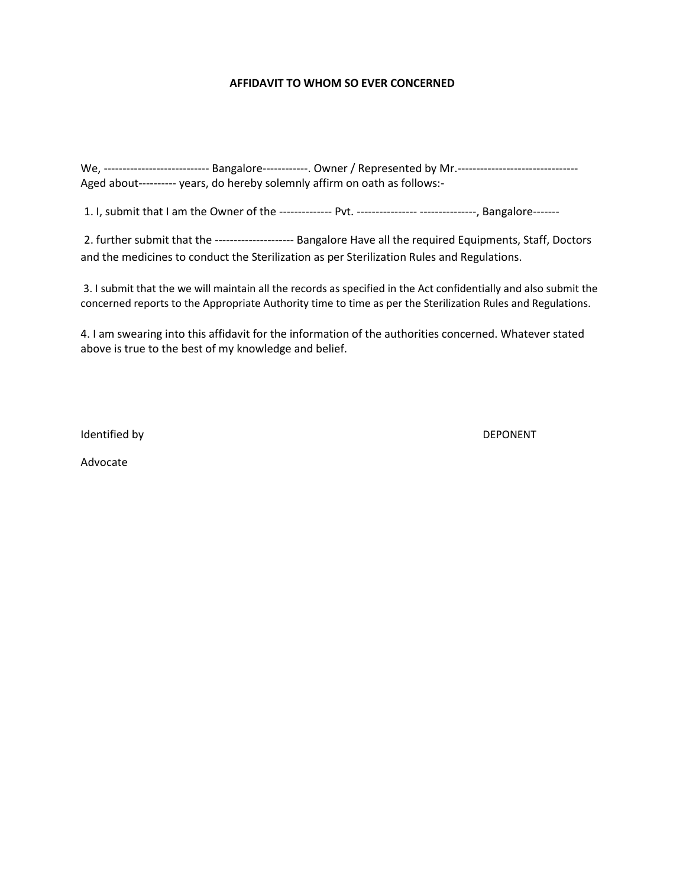**AFFIDAVIT TO WHOM SO EVER CONCERNED**

We, ---------------------------- Bangalore------------. Owner / Represented by Mr.-------------------------------- Aged about---------- years, do hereby solemnly affirm on oath as follows:-

1. I, submit that I am the Owner of the -------------- Pvt. ---------------- ---------------, Bangalore-------

2. further submit that the --------------------- Bangalore Have all the required Equipments, Staff, Doctors and the medicines to conduct the Sterilization as per Sterilization Rules and Regulations.

3. I submit that the we will maintain all the records as specified in the Act confidentially and also submit the concerned reports to the Appropriate Authority time to time as per the Sterilization Rules and Regulations.

4. I am swearing into this affidavit for the information of the authorities concerned. Whatever stated above is true to the best of my knowledge and belief.

Identified by

DEPONENT

Advocate